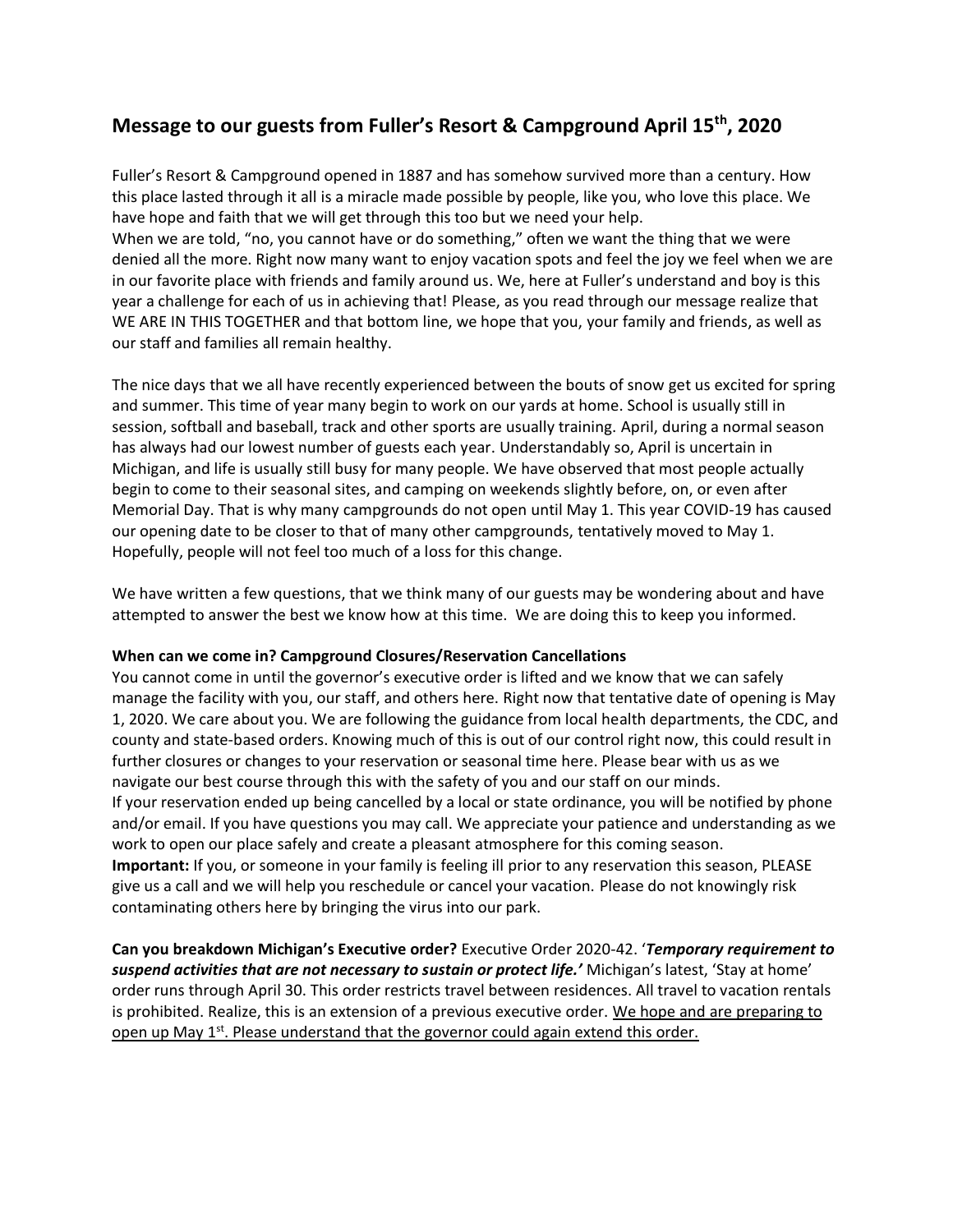## Message to our guests from Fuller's Resort & Campground April 15th, 2020

Fuller's Resort & Campground opened in 1887 and has somehow survived more than a century. How this place lasted through it all is a miracle made possible by people, like you, who love this place. We have hope and faith that we will get through this too but we need your help.
When we are told, "no, you cannot have or do something," often we want the thing that we were denied all the more. Right now many want to enjoy vacation spots and feel the joy we feel when we are in our favorite place with friends and family around us. We, here at Fuller's understand and boy is this year a challenge for each of us in achieving that! Please, as you read through our message realize that WE ARE IN THIS TOGETHER and that bottom line, we hope that you, your family and friends, as well as our staff and families all remain healthy.

The nice days that we all have recently experienced between the bouts of snow get us excited for spring and summer. This time of year many begin to work on our yards at home. School is usually still in session, softball and baseball, track and other sports are usually training. April, during a normal season has always had our lowest number of guests each year. Understandably so, April is uncertain in Michigan, and life is usually still busy for many people. We have observed that most people actually begin to come to their seasonal sites, and camping on weekends slightly before, on, or even after Memorial Day. That is why many campgrounds do not open until May 1. This year COVID-19 has caused our opening date to be closer to that of many other campgrounds, tentatively moved to May 1. Hopefully, people will not feel too much of a loss for this change.

We have written a few questions, that we think many of our guests may be wondering about and have attempted to answer the best we know how at this time. We are doing this to keep you informed.

**When can we come in? Campground Closures/Reservation Cancellations**
You cannot come in until the governor's executive order is lifted and we know that we can safely manage the facility with you, our staff, and others here. Right now that tentative date of opening is May 1, 2020. We care about you. We are following the guidance from local health departments, the CDC, and county and state-based orders. Knowing much of this is out of our control right now, this could result in further closures or changes to your reservation or seasonal time here. Please bear with us as we navigate our best course through this with the safety of you and our staff on our minds.
If your reservation ended up being cancelled by a local or state ordinance, you will be notified by phone and/or email. If you have questions you may call. We appreciate your patience and understanding as we work to open our place safely and create a pleasant atmosphere for this coming season.
**Important:** If you, or someone in your family is feeling ill prior to any reservation this season, PLEASE give us a call and we will help you reschedule or cancel your vacation. Please do not knowingly risk contaminating others here by bringing the virus into our park.

**Can you breakdown Michigan's Executive order?** Executive Order 2020-42. '***Temporary requirement to suspend activities that are not necessary to sustain or protect life.***' Michigan's latest, 'Stay at home' order runs through April 30. This order restricts travel between residences. All travel to vacation rentals is prohibited. Realize, this is an extension of a previous executive order. <u>We hope and are preparing to open up May 1st. Please understand that the governor could again extend this order.</u>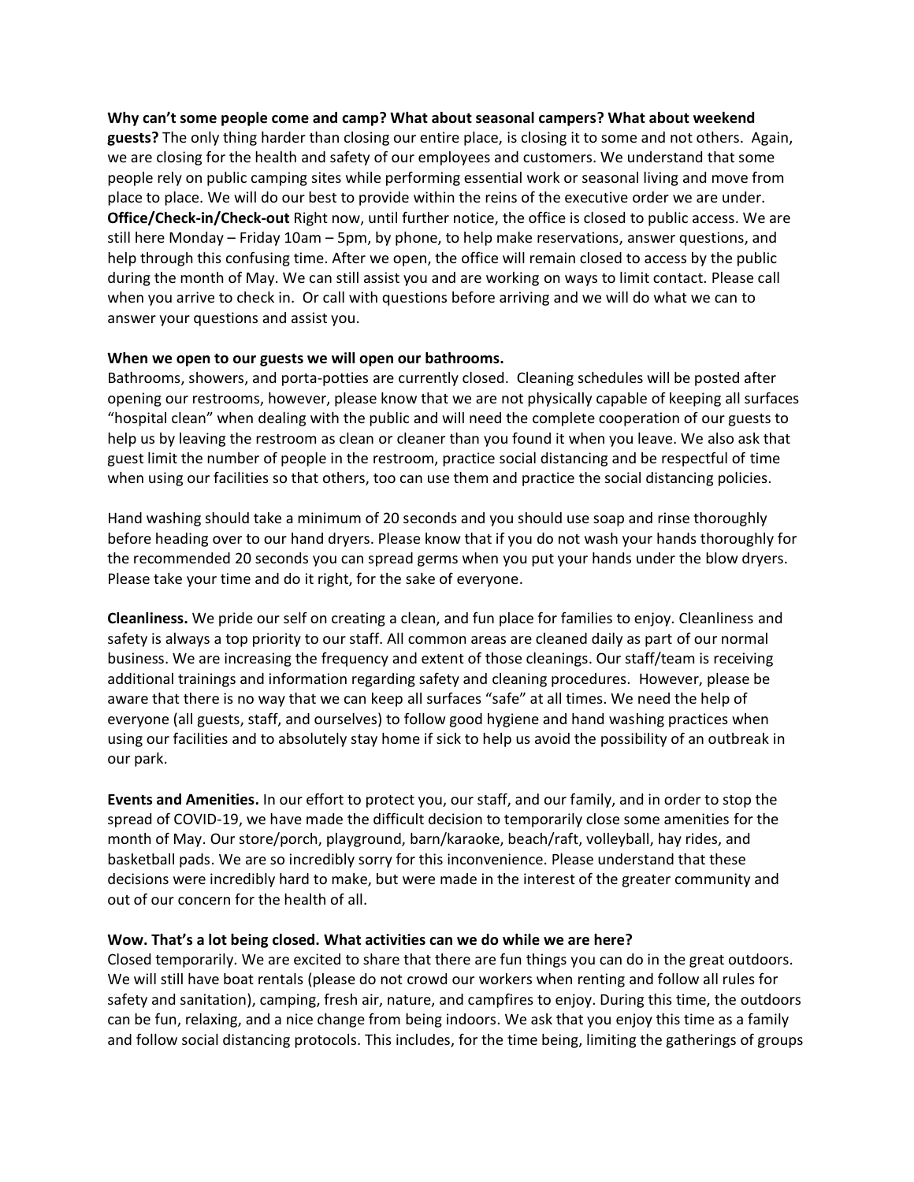**Why can't some people come and camp? What about seasonal campers? What about weekend guests?** The only thing harder than closing our entire place, is closing it to some and not others. Again, we are closing for the health and safety of our employees and customers. We understand that some people rely on public camping sites while performing essential work or seasonal living and move from place to place. We will do our best to provide within the reins of the executive order we are under.
**Office/Check-in/Check-out** Right now, until further notice, the office is closed to public access. We are still here Monday – Friday 10am – 5pm, by phone, to help make reservations, answer questions, and help through this confusing time. After we open, the office will remain closed to access by the public during the month of May. We can still assist you and are working on ways to limit contact. Please call when you arrive to check in. Or call with questions before arriving and we will do what we can to answer your questions and assist you.

**When we open to our guests we will open our bathrooms.**
Bathrooms, showers, and porta-potties are currently closed. Cleaning schedules will be posted after opening our restrooms, however, please know that we are not physically capable of keeping all surfaces "hospital clean" when dealing with the public and will need the complete cooperation of our guests to help us by leaving the restroom as clean or cleaner than you found it when you leave. We also ask that guest limit the number of people in the restroom, practice social distancing and be respectful of time when using our facilities so that others, too can use them and practice the social distancing policies.

Hand washing should take a minimum of 20 seconds and you should use soap and rinse thoroughly before heading over to our hand dryers. Please know that if you do not wash your hands thoroughly for the recommended 20 seconds you can spread germs when you put your hands under the blow dryers. Please take your time and do it right, for the sake of everyone.

**Cleanliness.** We pride our self on creating a clean, and fun place for families to enjoy. Cleanliness and safety is always a top priority to our staff. All common areas are cleaned daily as part of our normal business. We are increasing the frequency and extent of those cleanings. Our staff/team is receiving additional trainings and information regarding safety and cleaning procedures. However, please be aware that there is no way that we can keep all surfaces "safe" at all times. We need the help of everyone (all guests, staff, and ourselves) to follow good hygiene and hand washing practices when using our facilities and to absolutely stay home if sick to help us avoid the possibility of an outbreak in our park.

**Events and Amenities.** In our effort to protect you, our staff, and our family, and in order to stop the spread of COVID-19, we have made the difficult decision to temporarily close some amenities for the month of May. Our store/porch, playground, barn/karaoke, beach/raft, volleyball, hay rides, and basketball pads. We are so incredibly sorry for this inconvenience. Please understand that these decisions were incredibly hard to make, but were made in the interest of the greater community and out of our concern for the health of all.

**Wow. That's a lot being closed. What activities can we do while we are here?**
Closed temporarily. We are excited to share that there are fun things you can do in the great outdoors. We will still have boat rentals (please do not crowd our workers when renting and follow all rules for safety and sanitation), camping, fresh air, nature, and campfires to enjoy. During this time, the outdoors can be fun, relaxing, and a nice change from being indoors. We ask that you enjoy this time as a family and follow social distancing protocols. This includes, for the time being, limiting the gatherings of groups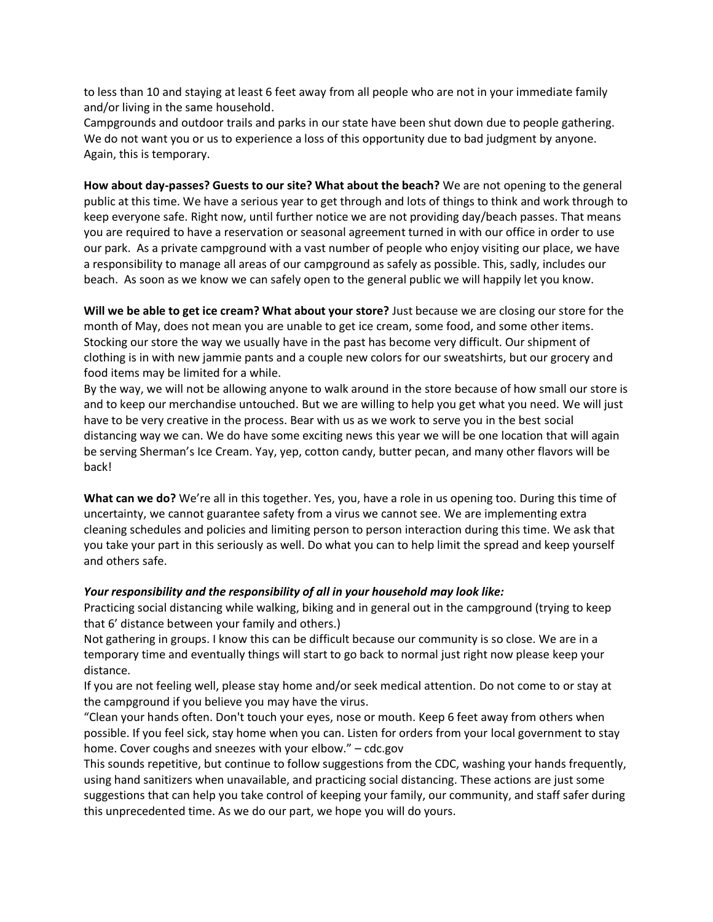to less than 10 and staying at least 6 feet away from all people who are not in your immediate family and/or living in the same household.

Campgrounds and outdoor trails and parks in our state have been shut down due to people gathering. We do not want you or us to experience a loss of this opportunity due to bad judgment by anyone. Again, this is temporary.

**How about day-passes? Guests to our site? What about the beach?** We are not opening to the general public at this time. We have a serious year to get through and lots of things to think and work through to keep everyone safe. Right now, until further notice we are not providing day/beach passes. That means you are required to have a reservation or seasonal agreement turned in with our office in order to use our park. As a private campground with a vast number of people who enjoy visiting our place, we have a responsibility to manage all areas of our campground as safely as possible. This, sadly, includes our beach. As soon as we know we can safely open to the general public we will happily let you know.

**Will we be able to get ice cream? What about your store?** Just because we are closing our store for the month of May, does not mean you are unable to get ice cream, some food, and some other items. Stocking our store the way we usually have in the past has become very difficult. Our shipment of clothing is in with new jammie pants and a couple new colors for our sweatshirts, but our grocery and food items may be limited for a while.

By the way, we will not be allowing anyone to walk around in the store because of how small our store is and to keep our merchandise untouched. But we are willing to help you get what you need. We will just have to be very creative in the process. Bear with us as we work to serve you in the best social distancing way we can. We do have some exciting news this year we will be one location that will again be serving Sherman's Ice Cream. Yay, yep, cotton candy, butter pecan, and many other flavors will be back!

**What can we do?** We're all in this together. Yes, you, have a role in us opening too. During this time of uncertainty, we cannot guarantee safety from a virus we cannot see. We are implementing extra cleaning schedules and policies and limiting person to person interaction during this time. We ask that you take your part in this seriously as well. Do what you can to help limit the spread and keep yourself and others safe.

***Your responsibility and the responsibility of all in your household may look like:***

Practicing social distancing while walking, biking and in general out in the campground (trying to keep that 6' distance between your family and others.)

Not gathering in groups. I know this can be difficult because our community is so close. We are in a temporary time and eventually things will start to go back to normal just right now please keep your distance.

If you are not feeling well, please stay home and/or seek medical attention. Do not come to or stay at the campground if you believe you may have the virus.

"Clean your hands often. Don't touch your eyes, nose or mouth. Keep 6 feet away from others when possible. If you feel sick, stay home when you can. Listen for orders from your local government to stay home. Cover coughs and sneezes with your elbow." – cdc.gov

This sounds repetitive, but continue to follow suggestions from the CDC, washing your hands frequently, using hand sanitizers when unavailable, and practicing social distancing. These actions are just some suggestions that can help you take control of keeping your family, our community, and staff safer during this unprecedented time. As we do our part, we hope you will do yours.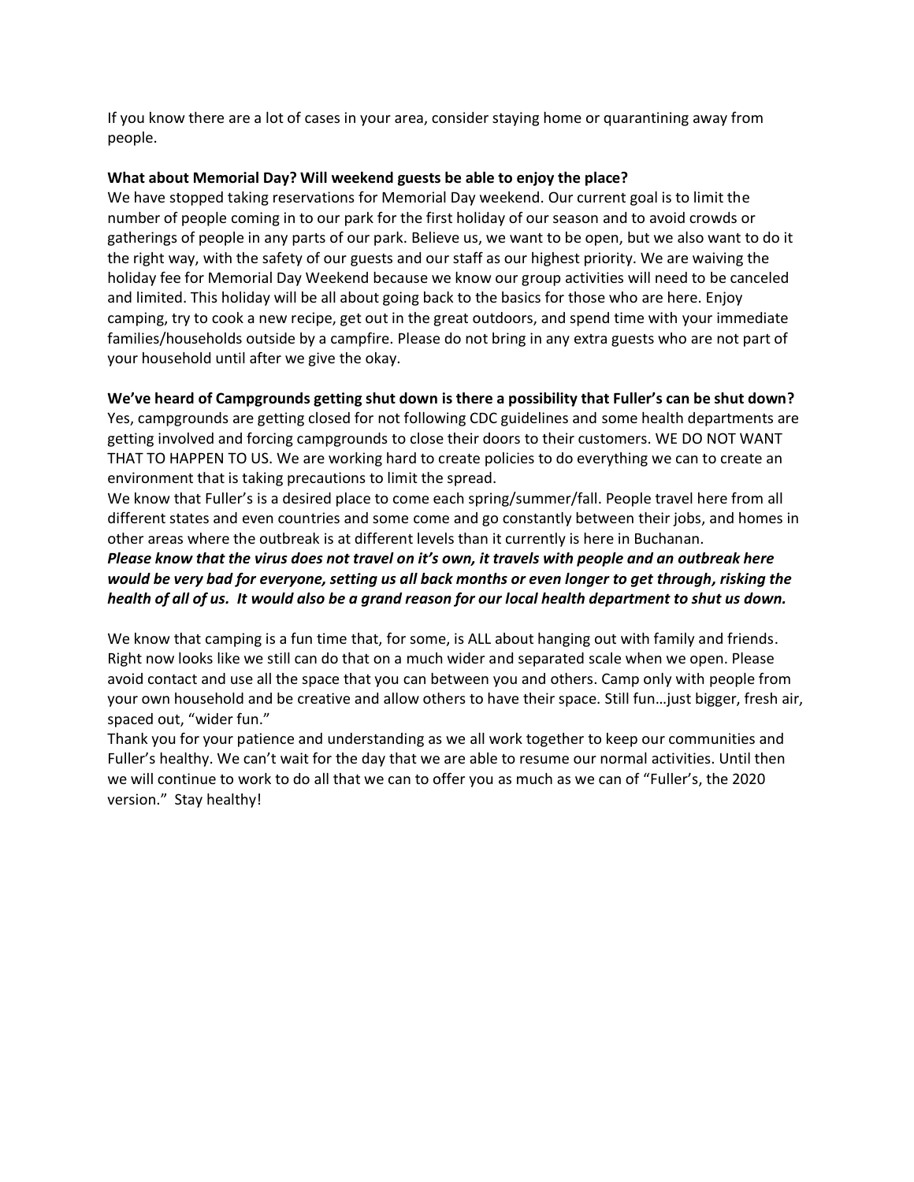If you know there are a lot of cases in your area, consider staying home or quarantining away from people.

**What about Memorial Day? Will weekend guests be able to enjoy the place?**

We have stopped taking reservations for Memorial Day weekend. Our current goal is to limit the number of people coming in to our park for the first holiday of our season and to avoid crowds or gatherings of people in any parts of our park. Believe us, we want to be open, but we also want to do it the right way, with the safety of our guests and our staff as our highest priority. We are waiving the holiday fee for Memorial Day Weekend because we know our group activities will need to be canceled and limited. This holiday will be all about going back to the basics for those who are here. Enjoy camping, try to cook a new recipe, get out in the great outdoors, and spend time with your immediate families/households outside by a campfire. Please do not bring in any extra guests who are not part of your household until after we give the okay.

**We've heard of Campgrounds getting shut down is there a possibility that Fuller's can be shut down?**

Yes, campgrounds are getting closed for not following CDC guidelines and some health departments are getting involved and forcing campgrounds to close their doors to their customers. WE DO NOT WANT THAT TO HAPPEN TO US. We are working hard to create policies to do everything we can to create an environment that is taking precautions to limit the spread.

We know that Fuller's is a desired place to come each spring/summer/fall. People travel here from all different states and even countries and some come and go constantly between their jobs, and homes in other areas where the outbreak is at different levels than it currently is here in Buchanan.

***Please know that the virus does not travel on it's own, it travels with people and an outbreak here would be very bad for everyone, setting us all back months or even longer to get through, risking the health of all of us. It would also be a grand reason for our local health department to shut us down.***

We know that camping is a fun time that, for some, is ALL about hanging out with family and friends. Right now looks like we still can do that on a much wider and separated scale when we open. Please avoid contact and use all the space that you can between you and others. Camp only with people from your own household and be creative and allow others to have their space. Still fun…just bigger, fresh air, spaced out, "wider fun."

Thank you for your patience and understanding as we all work together to keep our communities and Fuller's healthy. We can't wait for the day that we are able to resume our normal activities. Until then we will continue to work to do all that we can to offer you as much as we can of "Fuller's, the 2020 version." Stay healthy!